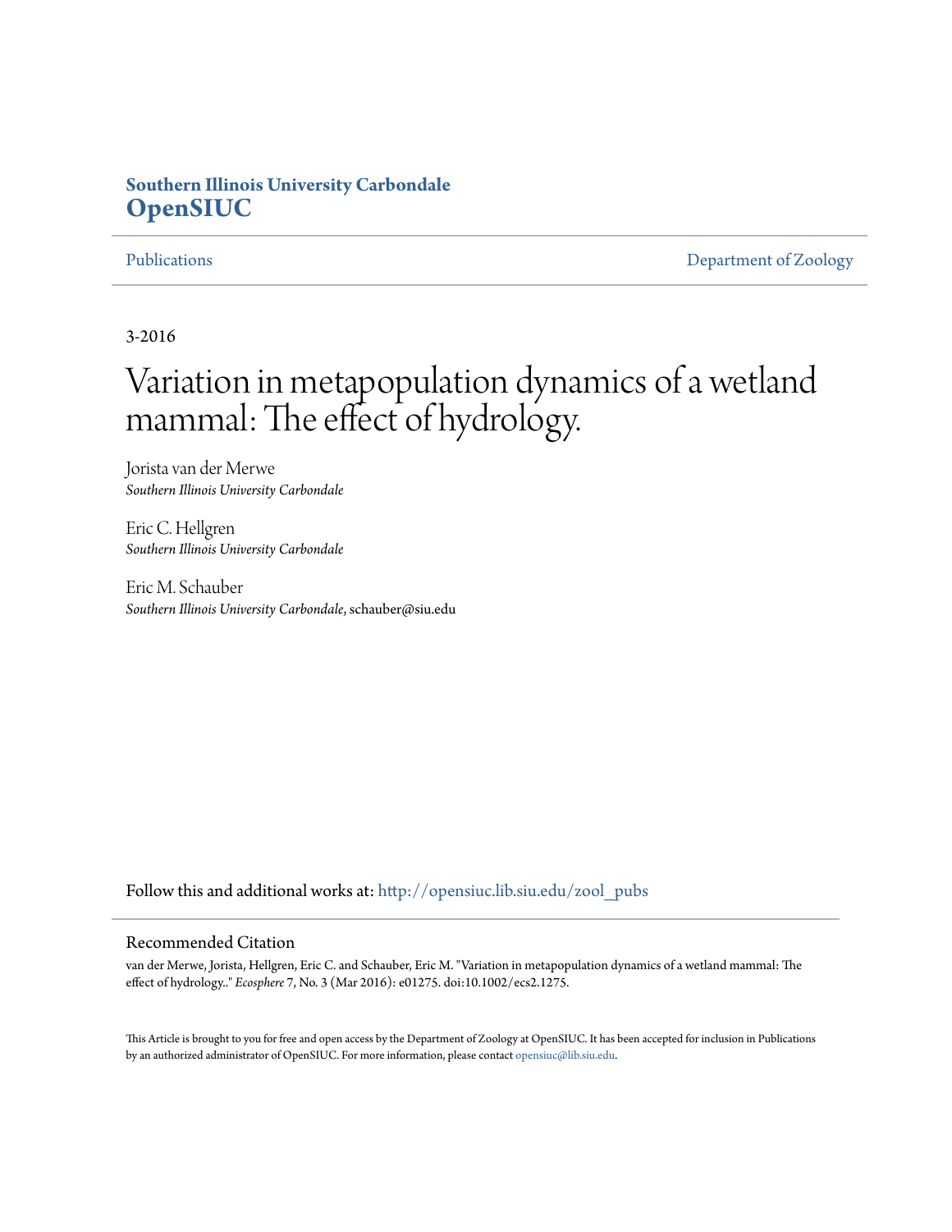**Southern Illinois University Carbondale**
**OpenSIUC**

Publications | Department of Zoology

3-2016

# Variation in metapopulation dynamics of a wetland mammal: The effect of hydrology.

Jorista van der Merwe
*Southern Illinois University Carbondale*

Eric C. Hellgren
*Southern Illinois University Carbondale*

Eric M. Schauber
*Southern Illinois University Carbondale*, schauber@siu.edu

Follow this and additional works at: http://opensiuc.lib.siu.edu/zool_pubs

## Recommended Citation

van der Merwe, Jorista, Hellgren, Eric C. and Schauber, Eric M. "Variation in metapopulation dynamics of a wetland mammal: The effect of hydrology.." *Ecosphere* 7, No. 3 (Mar 2016): e01275. doi:10.1002/ecs2.1275.

This Article is brought to you for free and open access by the Department of Zoology at OpenSIUC. It has been accepted for inclusion in Publications by an authorized administrator of OpenSIUC. For more information, please contact opensiuc@lib.siu.edu.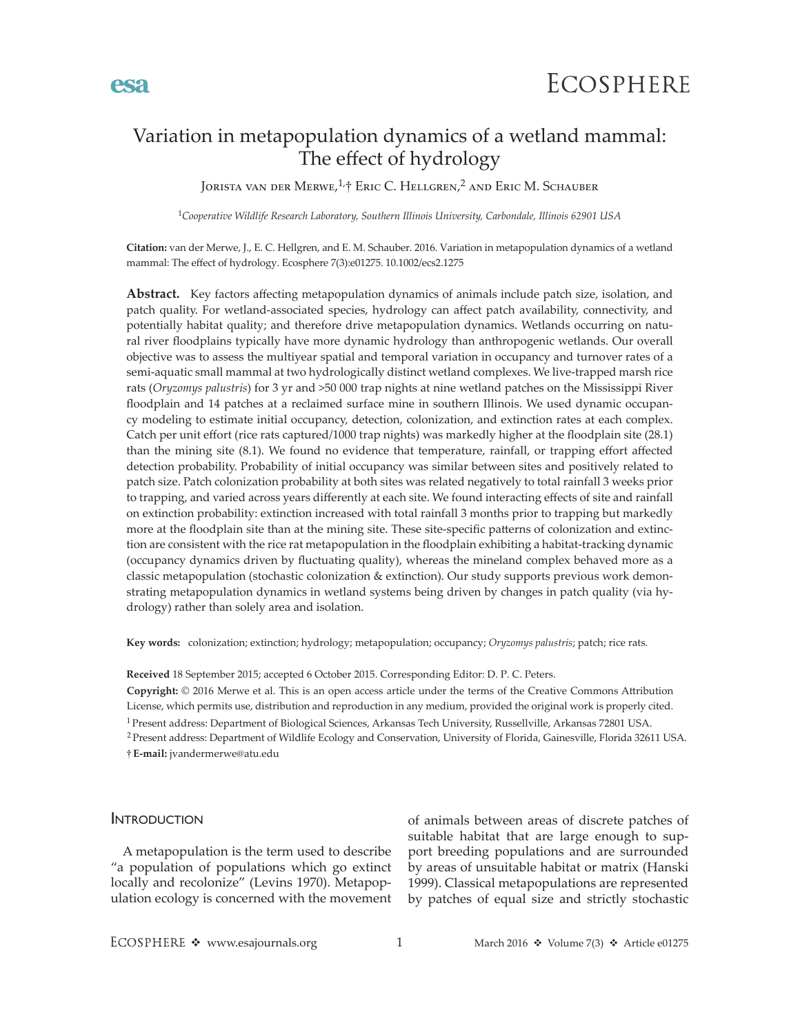# Variation in metapopulation dynamics of a wetland mammal: The effect of hydrology

Jorista van der Merwe,[1,†] Eric C. Hellgren,[2] and Eric M. Schauber

[1]*Cooperative Wildlife Research Laboratory, Southern Illinois University, Carbondale, Illinois 62901 USA*

**Citation:** van der Merwe, J., E. C. Hellgren, and E. M. Schauber. 2016. Variation in metapopulation dynamics of a wetland mammal: The effect of hydrology. Ecosphere 7(3):e01275. 10.1002/ecs2.1275

**Abstract.** Key factors affecting metapopulation dynamics of animals include patch size, isolation, and patch quality. For wetland-associated species, hydrology can affect patch availability, connectivity, and potentially habitat quality; and therefore drive metapopulation dynamics. Wetlands occurring on natural river floodplains typically have more dynamic hydrology than anthropogenic wetlands. Our overall objective was to assess the multiyear spatial and temporal variation in occupancy and turnover rates of a semi-aquatic small mammal at two hydrologically distinct wetland complexes. We live-trapped marsh rice rats (*Oryzomys palustris*) for 3 yr and >50 000 trap nights at nine wetland patches on the Mississippi River floodplain and 14 patches at a reclaimed surface mine in southern Illinois. We used dynamic occupancy modeling to estimate initial occupancy, detection, colonization, and extinction rates at each complex. Catch per unit effort (rice rats captured/1000 trap nights) was markedly higher at the floodplain site (28.1) than the mining site (8.1). We found no evidence that temperature, rainfall, or trapping effort affected detection probability. Probability of initial occupancy was similar between sites and positively related to patch size. Patch colonization probability at both sites was related negatively to total rainfall 3 weeks prior to trapping, and varied across years differently at each site. We found interacting effects of site and rainfall on extinction probability: extinction increased with total rainfall 3 months prior to trapping but markedly more at the floodplain site than at the mining site. These site-specific patterns of colonization and extinction are consistent with the rice rat metapopulation in the floodplain exhibiting a habitat-tracking dynamic (occupancy dynamics driven by fluctuating quality), whereas the mineland complex behaved more as a classic metapopulation (stochastic colonization & extinction). Our study supports previous work demonstrating metapopulation dynamics in wetland systems being driven by changes in patch quality (via hydrology) rather than solely area and isolation.

**Key words:** colonization; extinction; hydrology; metapopulation; occupancy; *Oryzomys palustris*; patch; rice rats.

**Received** 18 September 2015; accepted 6 October 2015. Corresponding Editor: D. P. C. Peters.

**Copyright:** © 2016 Merwe et al. This is an open access article under the terms of the Creative Commons Attribution License, which permits use, distribution and reproduction in any medium, provided the original work is properly cited.

[1] Present address: Department of Biological Sciences, Arkansas Tech University, Russellville, Arkansas 72801 USA.

[2] Present address: Department of Wildlife Ecology and Conservation, University of Florida, Gainesville, Florida 32611 USA.

† **E-mail:** jvandermerwe@atu.edu

## Introduction

A metapopulation is the term used to describe "a population of populations which go extinct locally and recolonize" (Levins 1970). Metapopulation ecology is concerned with the movement of animals between areas of discrete patches of suitable habitat that are large enough to support breeding populations and are surrounded by areas of unsuitable habitat or matrix (Hanski 1999). Classical metapopulations are represented by patches of equal size and strictly stochastic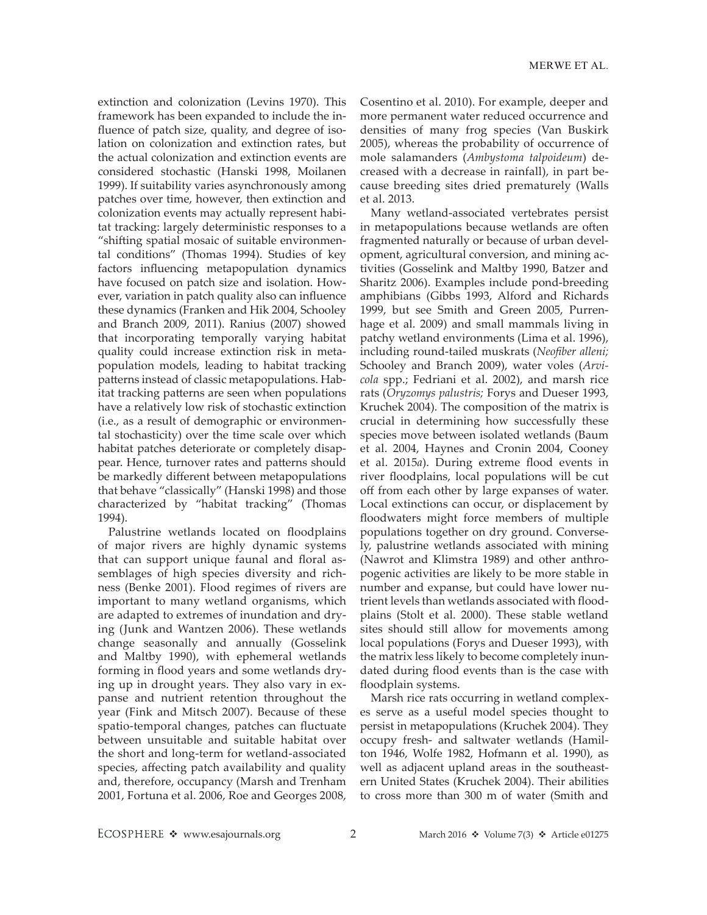extinction and colonization (Levins 1970). This framework has been expanded to include the influence of patch size, quality, and degree of isolation on colonization and extinction rates, but the actual colonization and extinction events are considered stochastic (Hanski 1998, Moilanen 1999). If suitability varies asynchronously among patches over time, however, then extinction and colonization events may actually represent habitat tracking: largely deterministic responses to a "shifting spatial mosaic of suitable environmental conditions" (Thomas 1994). Studies of key factors influencing metapopulation dynamics have focused on patch size and isolation. However, variation in patch quality also can influence these dynamics (Franken and Hik 2004, Schooley and Branch 2009, 2011). Ranius (2007) showed that incorporating temporally varying habitat quality could increase extinction risk in metapopulation models, leading to habitat tracking patterns instead of classic metapopulations. Habitat tracking patterns are seen when populations have a relatively low risk of stochastic extinction (i.e., as a result of demographic or environmental stochasticity) over the time scale over which habitat patches deteriorate or completely disappear. Hence, turnover rates and patterns should be markedly different between metapopulations that behave "classically" (Hanski 1998) and those characterized by "habitat tracking" (Thomas 1994).

Palustrine wetlands located on floodplains of major rivers are highly dynamic systems that can support unique faunal and floral assemblages of high species diversity and richness (Benke 2001). Flood regimes of rivers are important to many wetland organisms, which are adapted to extremes of inundation and drying (Junk and Wantzen 2006). These wetlands change seasonally and annually (Gosselink and Maltby 1990), with ephemeral wetlands forming in flood years and some wetlands drying up in drought years. They also vary in expanse and nutrient retention throughout the year (Fink and Mitsch 2007). Because of these spatio-temporal changes, patches can fluctuate between unsuitable and suitable habitat over the short and long-term for wetland-associated species, affecting patch availability and quality and, therefore, occupancy (Marsh and Trenham 2001, Fortuna et al. 2006, Roe and Georges 2008, Cosentino et al. 2010). For example, deeper and more permanent water reduced occurrence and densities of many frog species (Van Buskirk 2005), whereas the probability of occurrence of mole salamanders (*Ambystoma talpoideum*) decreased with a decrease in rainfall), in part because breeding sites dried prematurely (Walls et al. 2013.

Many wetland-associated vertebrates persist in metapopulations because wetlands are often fragmented naturally or because of urban development, agricultural conversion, and mining activities (Gosselink and Maltby 1990, Batzer and Sharitz 2006). Examples include pond-breeding amphibians (Gibbs 1993, Alford and Richards 1999, but see Smith and Green 2005, Purrenhage et al. 2009) and small mammals living in patchy wetland environments (Lima et al. 1996), including round-tailed muskrats (*Neofiber alleni;* Schooley and Branch 2009), water voles (*Arvicola* spp.; Fedriani et al. 2002), and marsh rice rats (*Oryzomys palustris;* Forys and Dueser 1993, Kruchek 2004). The composition of the matrix is crucial in determining how successfully these species move between isolated wetlands (Baum et al. 2004, Haynes and Cronin 2004, Cooney et al. 2015*a*). During extreme flood events in river floodplains, local populations will be cut off from each other by large expanses of water. Local extinctions can occur, or displacement by floodwaters might force members of multiple populations together on dry ground. Conversely, palustrine wetlands associated with mining (Nawrot and Klimstra 1989) and other anthropogenic activities are likely to be more stable in number and expanse, but could have lower nutrient levels than wetlands associated with floodplains (Stolt et al. 2000). These stable wetland sites should still allow for movements among local populations (Forys and Dueser 1993), with the matrix less likely to become completely inundated during flood events than is the case with floodplain systems.

Marsh rice rats occurring in wetland complexes serve as a useful model species thought to persist in metapopulations (Kruchek 2004). They occupy fresh- and saltwater wetlands (Hamilton 1946, Wolfe 1982, Hofmann et al. 1990), as well as adjacent upland areas in the southeastern United States (Kruchek 2004). Their abilities to cross more than 300 m of water (Smith and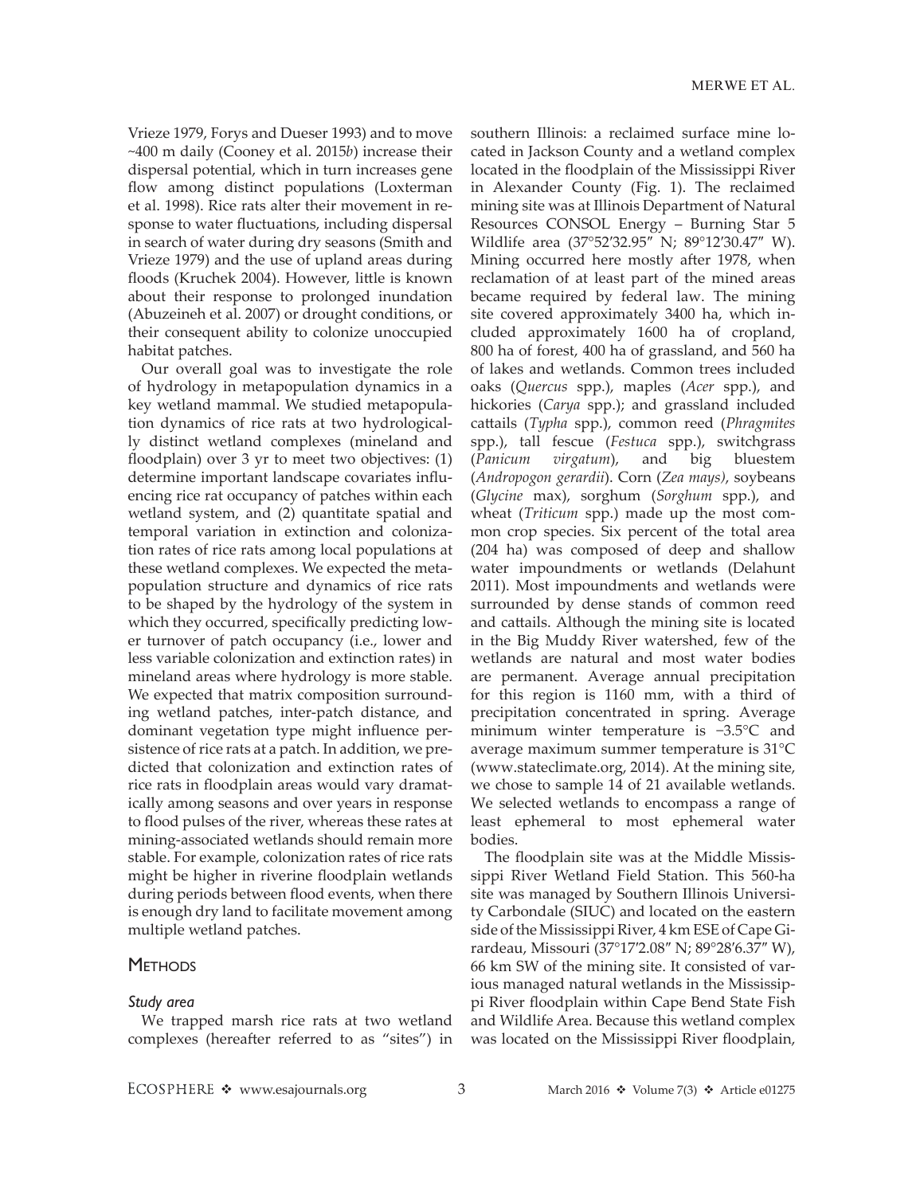Vrieze 1979, Forys and Dueser 1993) and to move ~400 m daily (Cooney et al. 2015*b*) increase their dispersal potential, which in turn increases gene flow among distinct populations (Loxterman et al. 1998). Rice rats alter their movement in response to water fluctuations, including dispersal in search of water during dry seasons (Smith and Vrieze 1979) and the use of upland areas during floods (Kruchek 2004). However, little is known about their response to prolonged inundation (Abuzeineh et al. 2007) or drought conditions, or their consequent ability to colonize unoccupied habitat patches.

Our overall goal was to investigate the role of hydrology in metapopulation dynamics in a key wetland mammal. We studied metapopulation dynamics of rice rats at two hydrologically distinct wetland complexes (mineland and floodplain) over 3 yr to meet two objectives: (1) determine important landscape covariates influencing rice rat occupancy of patches within each wetland system, and (2) quantitate spatial and temporal variation in extinction and colonization rates of rice rats among local populations at these wetland complexes. We expected the metapopulation structure and dynamics of rice rats to be shaped by the hydrology of the system in which they occurred, specifically predicting lower turnover of patch occupancy (i.e., lower and less variable colonization and extinction rates) in mineland areas where hydrology is more stable. We expected that matrix composition surrounding wetland patches, inter-patch distance, and dominant vegetation type might influence persistence of rice rats at a patch. In addition, we predicted that colonization and extinction rates of rice rats in floodplain areas would vary dramatically among seasons and over years in response to flood pulses of the river, whereas these rates at mining-associated wetlands should remain more stable. For example, colonization rates of rice rats might be higher in riverine floodplain wetlands during periods between flood events, when there is enough dry land to facilitate movement among multiple wetland patches.

## Methods

### *Study area*

We trapped marsh rice rats at two wetland complexes (hereafter referred to as "sites") in southern Illinois: a reclaimed surface mine located in Jackson County and a wetland complex located in the floodplain of the Mississippi River in Alexander County (Fig. 1). The reclaimed mining site was at Illinois Department of Natural Resources CONSOL Energy – Burning Star 5 Wildlife area (37°52′32.95″ N; 89°12′30.47″ W). Mining occurred here mostly after 1978, when reclamation of at least part of the mined areas became required by federal law. The mining site covered approximately 3400 ha, which included approximately 1600 ha of cropland, 800 ha of forest, 400 ha of grassland, and 560 ha of lakes and wetlands. Common trees included oaks (*Quercus* spp.), maples (*Acer* spp.), and hickories (*Carya* spp.); and grassland included cattails (*Typha* spp.), common reed (*Phragmites* spp.), tall fescue (*Festuca* spp.), switchgrass (*Panicum virgatum*), and big bluestem (*Andropogon gerardii*). Corn (*Zea mays*), soybeans (*Glycine* max), sorghum (*Sorghum* spp.), and wheat (*Triticum* spp.) made up the most common crop species. Six percent of the total area (204 ha) was composed of deep and shallow water impoundments or wetlands (Delahunt 2011). Most impoundments and wetlands were surrounded by dense stands of common reed and cattails. Although the mining site is located in the Big Muddy River watershed, few of the wetlands are natural and most water bodies are permanent. Average annual precipitation for this region is 1160 mm, with a third of precipitation concentrated in spring. Average minimum winter temperature is −3.5°C and average maximum summer temperature is 31°C (www.stateclimate.org, 2014). At the mining site, we chose to sample 14 of 21 available wetlands. We selected wetlands to encompass a range of least ephemeral to most ephemeral water bodies.

The floodplain site was at the Middle Mississippi River Wetland Field Station. This 560-ha site was managed by Southern Illinois University Carbondale (SIUC) and located on the eastern side of the Mississippi River, 4 km ESE of Cape Girardeau, Missouri (37°17′2.08″ N; 89°28′6.37″ W), 66 km SW of the mining site. It consisted of various managed natural wetlands in the Mississippi River floodplain within Cape Bend State Fish and Wildlife Area. Because this wetland complex was located on the Mississippi River floodplain,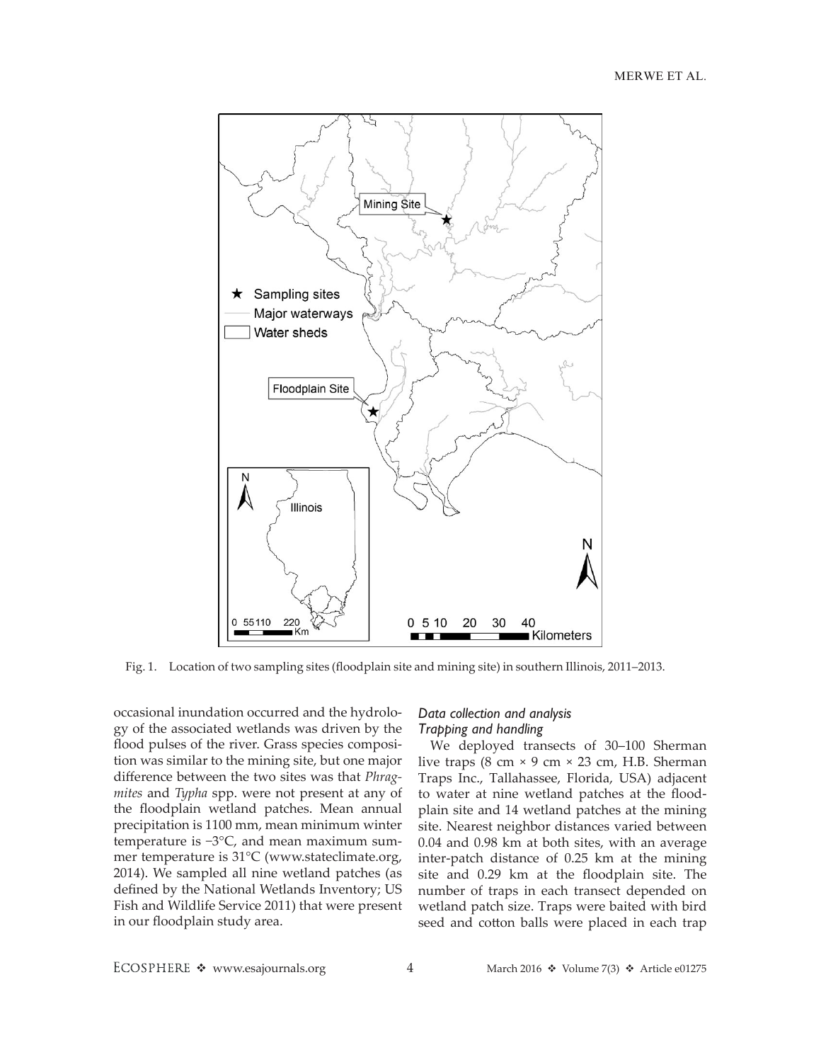Fig. 1. Location of two sampling sites (floodplain site and mining site) in southern Illinois, 2011–2013.

occasional inundation occurred and the hydrology of the associated wetlands was driven by the flood pulses of the river. Grass species composition was similar to the mining site, but one major difference between the two sites was that *Phragmites* and *Typha* spp. were not present at any of the floodplain wetland patches. Mean annual precipitation is 1100 mm, mean minimum winter temperature is −3°C, and mean maximum summer temperature is 31°C (www.stateclimate.org, 2014). We sampled all nine wetland patches (as defined by the National Wetlands Inventory; US Fish and Wildlife Service 2011) that were present in our floodplain study area.

### *Data collection and analysis*

#### *Trapping and handling*

We deployed transects of 30–100 Sherman live traps (8 cm × 9 cm × 23 cm, H.B. Sherman Traps Inc., Tallahassee, Florida, USA) adjacent to water at nine wetland patches at the floodplain site and 14 wetland patches at the mining site. Nearest neighbor distances varied between 0.04 and 0.98 km at both sites, with an average inter-patch distance of 0.25 km at the mining site and 0.29 km at the floodplain site. The number of traps in each transect depended on wetland patch size. Traps were baited with bird seed and cotton balls were placed in each trap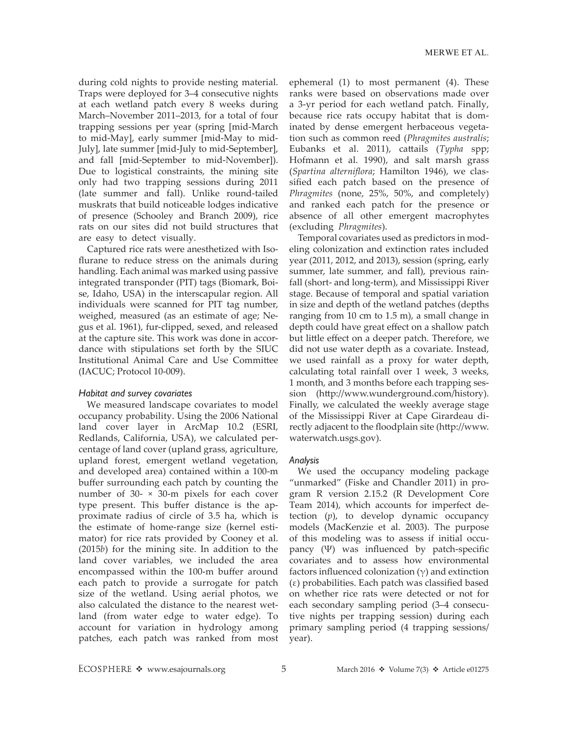during cold nights to provide nesting material. Traps were deployed for 3–4 consecutive nights at each wetland patch every 8 weeks during March–November 2011–2013, for a total of four trapping sessions per year (spring [mid-March to mid-May], early summer [mid-May to mid-July], late summer [mid-July to mid-September], and fall [mid-September to mid-November]). Due to logistical constraints, the mining site only had two trapping sessions during 2011 (late summer and fall). Unlike round-tailed muskrats that build noticeable lodges indicative of presence (Schooley and Branch 2009), rice rats on our sites did not build structures that are easy to detect visually.

Captured rice rats were anesthetized with Isoflurane to reduce stress on the animals during handling. Each animal was marked using passive integrated transponder (PIT) tags (Biomark, Boise, Idaho, USA) in the interscapular region. All individuals were scanned for PIT tag number, weighed, measured (as an estimate of age; Negus et al. 1961), fur-clipped, sexed, and released at the capture site. This work was done in accordance with stipulations set forth by the SIUC Institutional Animal Care and Use Committee (IACUC; Protocol 10-009).

### *Habitat and survey covariates*

We measured landscape covariates to model occupancy probability. Using the 2006 National land cover layer in ArcMap 10.2 (ESRI, Redlands, California, USA), we calculated percentage of land cover (upland grass, agriculture, upland forest, emergent wetland vegetation, and developed area) contained within a 100-m buffer surrounding each patch by counting the number of 30- × 30-m pixels for each cover type present. This buffer distance is the approximate radius of circle of 3.5 ha, which is the estimate of home-range size (kernel estimator) for rice rats provided by Cooney et al. (2015*b*) for the mining site. In addition to the land cover variables, we included the area encompassed within the 100-m buffer around each patch to provide a surrogate for patch size of the wetland. Using aerial photos, we also calculated the distance to the nearest wetland (from water edge to water edge). To account for variation in hydrology among patches, each patch was ranked from most ephemeral (1) to most permanent (4). These ranks were based on observations made over a 3-yr period for each wetland patch. Finally, because rice rats occupy habitat that is dominated by dense emergent herbaceous vegetation such as common reed (*Phragmites australis*; Eubanks et al. 2011), cattails (*Typha* spp; Hofmann et al. 1990), and salt marsh grass (*Spartina alterniflora*; Hamilton 1946), we classified each patch based on the presence of *Phragmites* (none, 25%, 50%, and completely) and ranked each patch for the presence or absence of all other emergent macrophytes (excluding *Phragmites*).

Temporal covariates used as predictors in modeling colonization and extinction rates included year (2011, 2012, and 2013), session (spring, early summer, late summer, and fall), previous rainfall (short- and long-term), and Mississippi River stage. Because of temporal and spatial variation in size and depth of the wetland patches (depths ranging from 10 cm to 1.5 m), a small change in depth could have great effect on a shallow patch but little effect on a deeper patch. Therefore, we did not use water depth as a covariate. Instead, we used rainfall as a proxy for water depth, calculating total rainfall over 1 week, 3 weeks, 1 month, and 3 months before each trapping session (http://www.wunderground.com/history). Finally, we calculated the weekly average stage of the Mississippi River at Cape Girardeau directly adjacent to the floodplain site (http://www.waterwatch.usgs.gov).

### *Analysis*

We used the occupancy modeling package "unmarked" (Fiske and Chandler 2011) in program R version 2.15.2 (R Development Core Team 2014), which accounts for imperfect detection ($p$), to develop dynamic occupancy models (MacKenzie et al. 2003). The purpose of this modeling was to assess if initial occupancy ($\Psi$) was influenced by patch-specific covariates and to assess how environmental factors influenced colonization ($\gamma$) and extinction ($\varepsilon$) probabilities. Each patch was classified based on whether rice rats were detected or not for each secondary sampling period (3–4 consecutive nights per trapping session) during each primary sampling period (4 trapping sessions/year).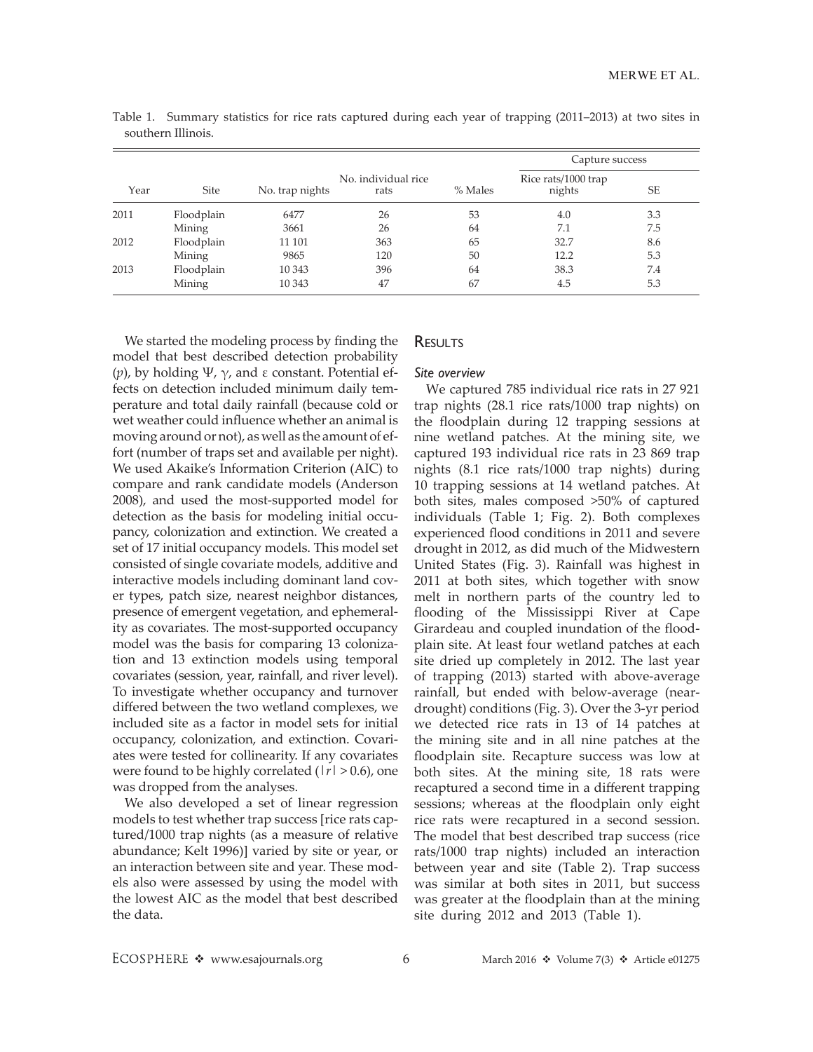Table 1. Summary statistics for rice rats captured during each year of trapping (2011–2013) at two sites in southern Illinois.

| Year | Site | No. trap nights | No. individual rice rats | % Males | Capture success | |
|---|---|---|---|---|---|---|
| | | | | | Rice rats/1000 trap nights | SE |
| 2011 | Floodplain | 6477 | 26 | 53 | 4.0 | 3.3 |
| | Mining | 3661 | 26 | 64 | 7.1 | 7.5 |
| 2012 | Floodplain | 11 101 | 363 | 65 | 32.7 | 8.6 |
| | Mining | 9865 | 120 | 50 | 12.2 | 5.3 |
| 2013 | Floodplain | 10 343 | 396 | 64 | 38.3 | 7.4 |
| | Mining | 10 343 | 47 | 67 | 4.5 | 5.3 |

We started the modeling process by finding the model that best described detection probability ($p$), by holding $\Psi$, $\gamma$, and $\varepsilon$ constant. Potential effects on detection included minimum daily temperature and total daily rainfall (because cold or wet weather could influence whether an animal is moving around or not), as well as the amount of effort (number of traps set and available per night). We used Akaike's Information Criterion (AIC) to compare and rank candidate models (Anderson 2008), and used the most-supported model for detection as the basis for modeling initial occupancy, colonization and extinction. We created a set of 17 initial occupancy models. This model set consisted of single covariate models, additive and interactive models including dominant land cover types, patch size, nearest neighbor distances, presence of emergent vegetation, and ephemerality as covariates. The most-supported occupancy model was the basis for comparing 13 colonization and 13 extinction models using temporal covariates (session, year, rainfall, and river level). To investigate whether occupancy and turnover differed between the two wetland complexes, we included site as a factor in model sets for initial occupancy, colonization, and extinction. Covariates were tested for collinearity. If any covariates were found to be highly correlated ($|r| > 0.6$), one was dropped from the analyses.

We also developed a set of linear regression models to test whether trap success [rice rats captured/1000 trap nights (as a measure of relative abundance; Kelt 1996)] varied by site or year, or an interaction between site and year. These models also were assessed by using the model with the lowest AIC as the model that best described the data.

## Results

### *Site overview*

We captured 785 individual rice rats in 27 921 trap nights (28.1 rice rats/1000 trap nights) on the floodplain during 12 trapping sessions at nine wetland patches. At the mining site, we captured 193 individual rice rats in 23 869 trap nights (8.1 rice rats/1000 trap nights) during 10 trapping sessions at 14 wetland patches. At both sites, males composed >50% of captured individuals (Table 1; Fig. 2). Both complexes experienced flood conditions in 2011 and severe drought in 2012, as did much of the Midwestern United States (Fig. 3). Rainfall was highest in 2011 at both sites, which together with snow melt in northern parts of the country led to flooding of the Mississippi River at Cape Girardeau and coupled inundation of the floodplain site. At least four wetland patches at each site dried up completely in 2012. The last year of trapping (2013) started with above-average rainfall, but ended with below-average (near-drought) conditions (Fig. 3). Over the 3-yr period we detected rice rats in 13 of 14 patches at the mining site and in all nine patches at the floodplain site. Recapture success was low at both sites. At the mining site, 18 rats were recaptured a second time in a different trapping sessions; whereas at the floodplain only eight rice rats were recaptured in a second session. The model that best described trap success (rice rats/1000 trap nights) included an interaction between year and site (Table 2). Trap success was similar at both sites in 2011, but success was greater at the floodplain than at the mining site during 2012 and 2013 (Table 1).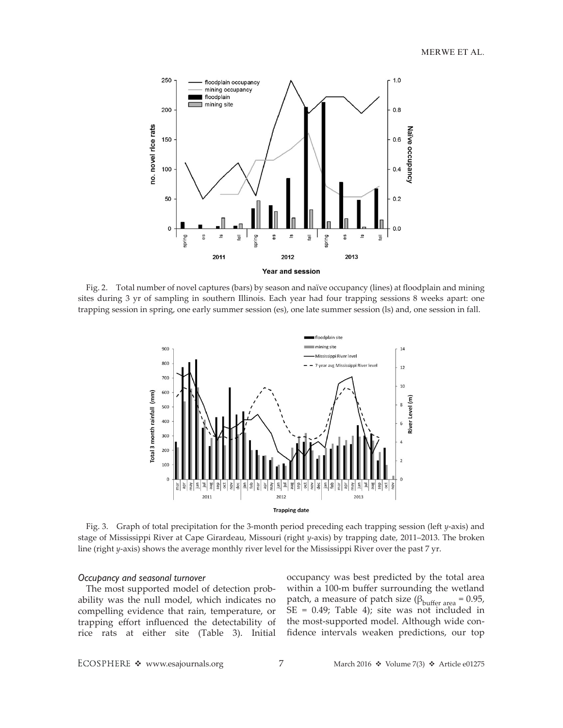Fig. 2. Total number of novel captures (bars) by season and naïve occupancy (lines) at floodplain and mining sites during 3 yr of sampling in southern Illinois. Each year had four trapping sessions 8 weeks apart: one trapping session in spring, one early summer session (es), one late summer session (ls) and, one session in fall.

Fig. 3. Graph of total precipitation for the 3-month period preceding each trapping session (left *y*-axis) and stage of Mississippi River at Cape Girardeau, Missouri (right *y*-axis) by trapping date, 2011–2013. The broken line (right *y*-axis) shows the average monthly river level for the Mississippi River over the past 7 yr.

### *Occupancy and seasonal turnover*

The most supported model of detection probability was the null model, which indicates no compelling evidence that rain, temperature, or trapping effort influenced the detectability of rice rats at either site (Table 3). Initial occupancy was best predicted by the total area within a 100-m buffer surrounding the wetland patch, a measure of patch size ($\beta_{\text{buffer area}} = 0.95$, SE = 0.49; Table 4); site was not included in the most-supported model. Although wide confidence intervals weaken predictions, our top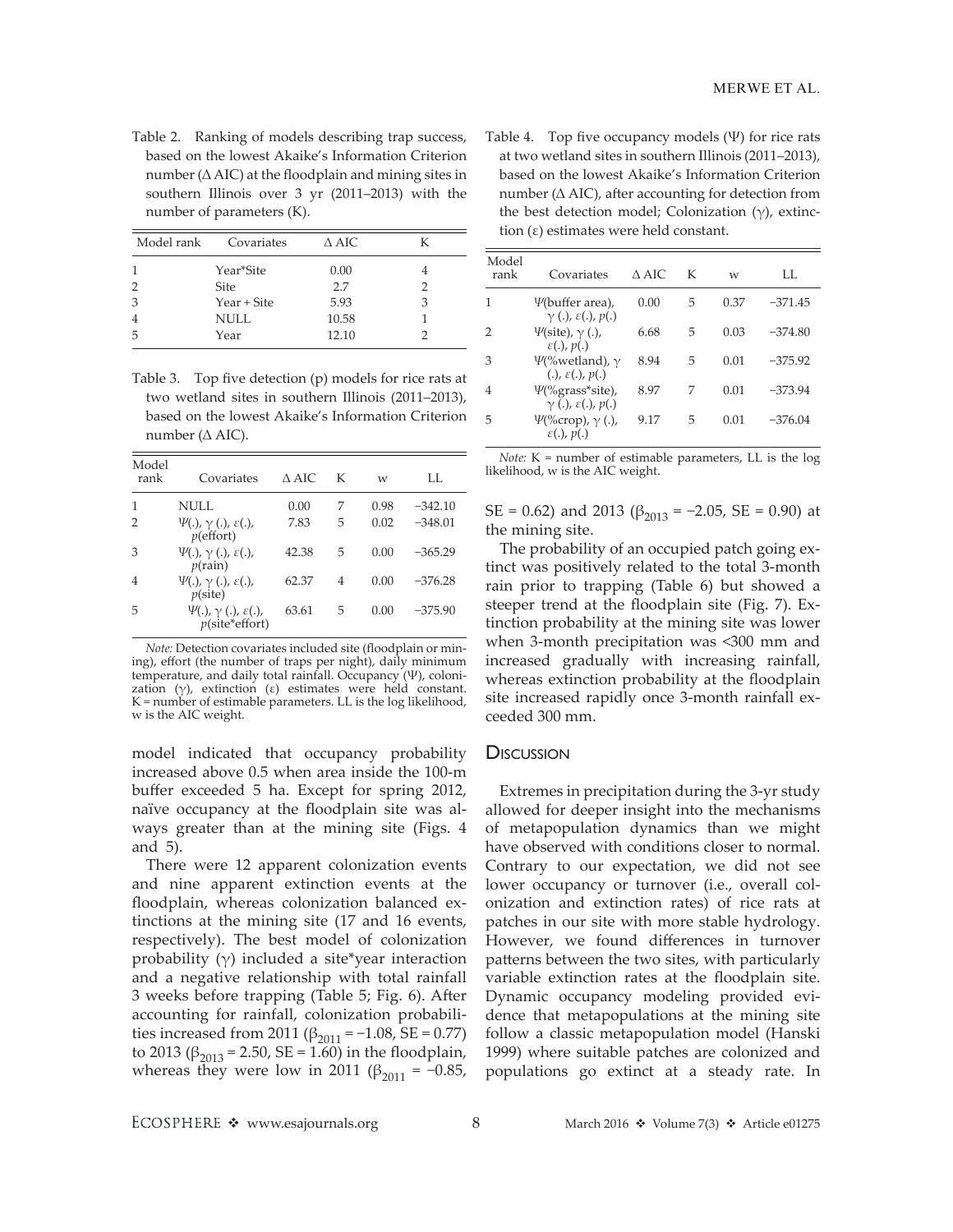Table 2. Ranking of models describing trap success, based on the lowest Akaike's Information Criterion number (Δ AIC) at the floodplain and mining sites in southern Illinois over 3 yr (2011–2013) with the number of parameters (K).

| Model rank | Covariates | Δ AIC | K |
|---|---|---|---|
| 1 | Year*Site | 0.00 | 4 |
| 2 | Site | 2.7 | 2 |
| 3 | Year + Site | 5.93 | 3 |
| 4 | NULL | 10.58 | 1 |
| 5 | Year | 12.10 | 2 |

Table 3. Top five detection (p) models for rice rats at two wetland sites in southern Illinois (2011–2013), based on the lowest Akaike's Information Criterion number (Δ AIC).

| Model rank | Covariates | Δ AIC | K | w | LL |
|---|---|---|---|---|---|
| 1 | NULL | 0.00 | 7 | 0.98 | −342.10 |
| 2 | Ψ(.), γ (.), ε(.), *p*(effort) | 7.83 | 5 | 0.02 | −348.01 |
| 3 | Ψ(.), γ (.), ε(.), *p*(rain) | 42.38 | 5 | 0.00 | −365.29 |
| 4 | Ψ(.), γ (.), ε(.), *p*(site) | 62.37 | 4 | 0.00 | −376.28 |
| 5 | Ψ(.), γ (.), ε(.), *p*(site*effort) | 63.61 | 5 | 0.00 | −375.90 |

*Note:* Detection covariates included site (floodplain or mining), effort (the number of traps per night), daily minimum temperature, and daily total rainfall. Occupancy (Ψ), colonization (γ), extinction (ε) estimates were held constant. K = number of estimable parameters. LL is the log likelihood, w is the AIC weight.

model indicated that occupancy probability increased above 0.5 when area inside the 100-m buffer exceeded 5 ha. Except for spring 2012, naïve occupancy at the floodplain site was always greater than at the mining site (Figs. 4 and 5).

There were 12 apparent colonization events and nine apparent extinction events at the floodplain, whereas colonization balanced extinctions at the mining site (17 and 16 events, respectively). The best model of colonization probability (γ) included a site*year interaction and a negative relationship with total rainfall 3 weeks before trapping (Table 5; Fig. 6). After accounting for rainfall, colonization probabilities increased from 2011 ($\beta_{2011} = -1.08$, SE = 0.77) to 2013 ($\beta_{2013} = 2.50$, SE = 1.60) in the floodplain, whereas they were low in 2011 ($\beta_{2011} = -0.85$, SE = 0.62) and 2013 ($\beta_{2013} = -2.05$, SE = 0.90) at the mining site.

Table 4. Top five occupancy models (Ψ) for rice rats at two wetland sites in southern Illinois (2011–2013), based on the lowest Akaike's Information Criterion number (Δ AIC), after accounting for detection from the best detection model; Colonization (γ), extinction (ε) estimates were held constant.

| Model rank | Covariates | Δ AIC | K | w | LL |
|---|---|---|---|---|---|
| 1 | Ψ(buffer area), γ (.), ε(.), *p*(.) | 0.00 | 5 | 0.37 | −371.45 |
| 2 | Ψ(site), γ (.), ε(.), *p*(.) | 6.68 | 5 | 0.03 | −374.80 |
| 3 | Ψ(%wetland), γ (.), ε(.), *p*(.) | 8.94 | 5 | 0.01 | −375.92 |
| 4 | Ψ(%grass*site), γ (.), ε(.), *p*(.) | 8.97 | 7 | 0.01 | −373.94 |
| 5 | Ψ(%crop), γ (.), ε(.), *p*(.) | 9.17 | 5 | 0.01 | −376.04 |

*Note:* K = number of estimable parameters, LL is the log likelihood, w is the AIC weight.

The probability of an occupied patch going extinct was positively related to the total 3-month rain prior to trapping (Table 6) but showed a steeper trend at the floodplain site (Fig. 7). Extinction probability at the mining site was lower when 3-month precipitation was <300 mm and increased gradually with increasing rainfall, whereas extinction probability at the floodplain site increased rapidly once 3-month rainfall exceeded 300 mm.

## Discussion

Extremes in precipitation during the 3-yr study allowed for deeper insight into the mechanisms of metapopulation dynamics than we might have observed with conditions closer to normal. Contrary to our expectation, we did not see lower occupancy or turnover (i.e., overall colonization and extinction rates) of rice rats at patches in our site with more stable hydrology. However, we found differences in turnover patterns between the two sites, with particularly variable extinction rates at the floodplain site. Dynamic occupancy modeling provided evidence that metapopulations at the mining site follow a classic metapopulation model (Hanski 1999) where suitable patches are colonized and populations go extinct at a steady rate. In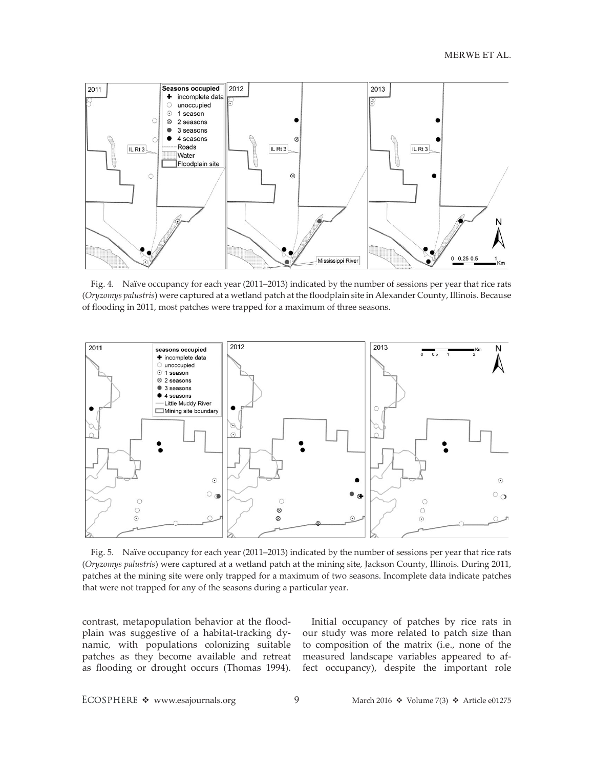Fig. 4. Naïve occupancy for each year (2011–2013) indicated by the number of sessions per year that rice rats (*Oryzomys palustris*) were captured at a wetland patch at the floodplain site in Alexander County, Illinois. Because of flooding in 2011, most patches were trapped for a maximum of three seasons.

Fig. 5. Naïve occupancy for each year (2011–2013) indicated by the number of sessions per year that rice rats (*Oryzomys palustris*) were captured at a wetland patch at the mining site, Jackson County, Illinois. During 2011, patches at the mining site were only trapped for a maximum of two seasons. Incomplete data indicate patches that were not trapped for any of the seasons during a particular year.

contrast, metapopulation behavior at the floodplain was suggestive of a habitat-tracking dynamic, with populations colonizing suitable patches as they become available and retreat as flooding or drought occurs (Thomas 1994).

Initial occupancy of patches by rice rats in our study was more related to patch size than to composition of the matrix (i.e., none of the measured landscape variables appeared to affect occupancy), despite the important role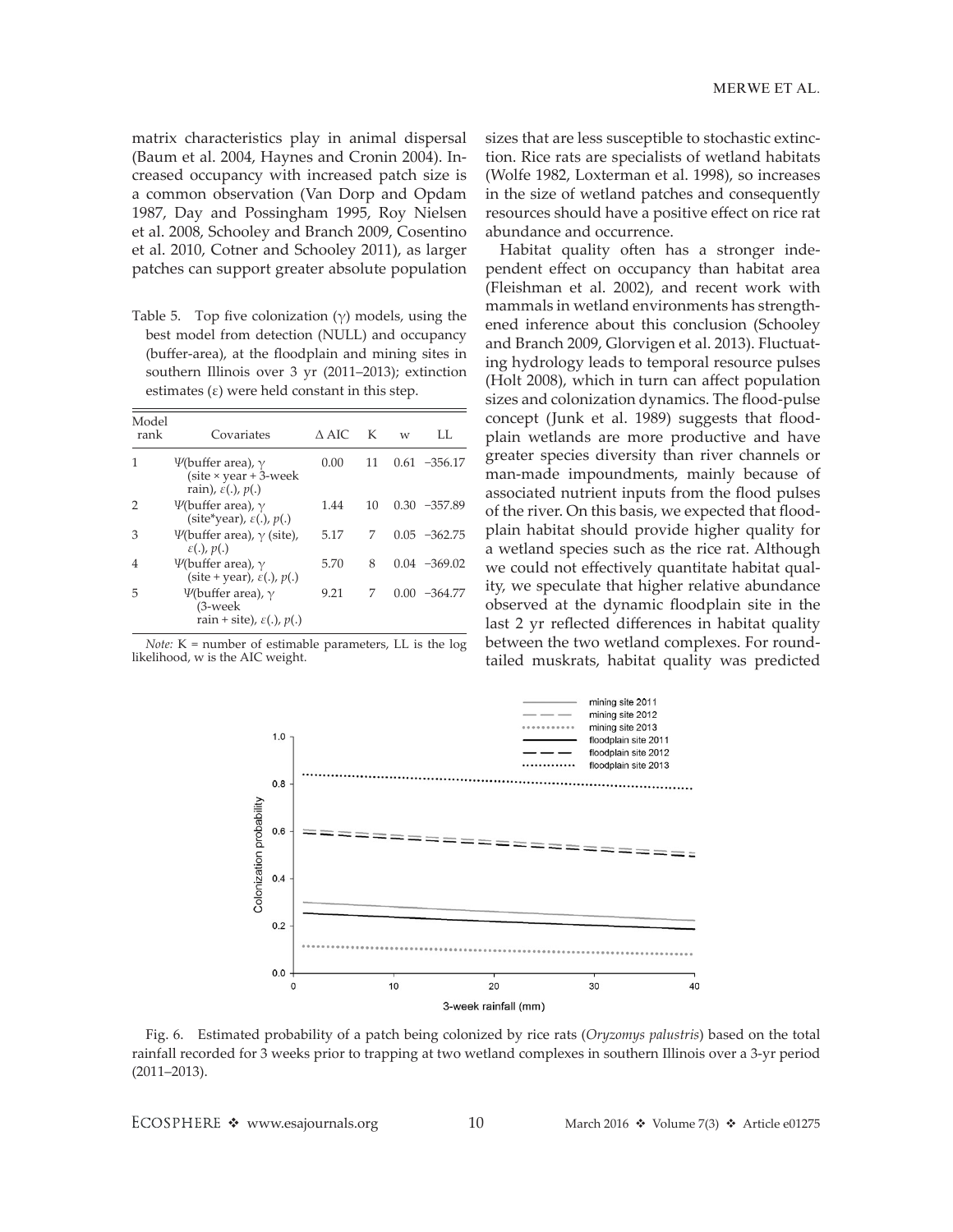matrix characteristics play in animal dispersal (Baum et al. 2004, Haynes and Cronin 2004). Increased occupancy with increased patch size is a common observation (Van Dorp and Opdam 1987, Day and Possingham 1995, Roy Nielsen et al. 2008, Schooley and Branch 2009, Cosentino et al. 2010, Cotner and Schooley 2011), as larger patches can support greater absolute population sizes that are less susceptible to stochastic extinction. Rice rats are specialists of wetland habitats (Wolfe 1982, Loxterman et al. 1998), so increases in the size of wetland patches and consequently resources should have a positive effect on rice rat abundance and occurrence.

Table 5. Top five colonization ($\gamma$) models, using the best model from detection (NULL) and occupancy (buffer-area), at the floodplain and mining sites in southern Illinois over 3 yr (2011–2013); extinction estimates ($\varepsilon$) were held constant in this step.

| Model rank | Covariates | Δ AIC | K | w | LL |
|---|---|---|---|---|---|
| 1 | Ψ(buffer area), $\gamma$ (site × year + 3-week rain), $\varepsilon$(.), $p$(.) | 0.00 | 11 | 0.61 | −356.17 |
| 2 | Ψ(buffer area), $\gamma$ (site*year), $\varepsilon$(.), $p$(.) | 1.44 | 10 | 0.30 | −357.89 |
| 3 | Ψ(buffer area), $\gamma$ (site), $\varepsilon$(.), $p$(.) | 5.17 | 7 | 0.05 | −362.75 |
| 4 | Ψ(buffer area), $\gamma$ (site + year), $\varepsilon$(.), $p$(.) | 5.70 | 8 | 0.04 | −369.02 |
| 5 | Ψ(buffer area), $\gamma$ (3-week rain + site), $\varepsilon$(.), $p$(.) | 9.21 | 7 | 0.00 | −364.77 |

*Note:* K = number of estimable parameters, LL is the log likelihood, w is the AIC weight.

Habitat quality often has a stronger independent effect on occupancy than habitat area (Fleishman et al. 2002), and recent work with mammals in wetland environments has strengthened inference about this conclusion (Schooley and Branch 2009, Glorvigen et al. 2013). Fluctuating hydrology leads to temporal resource pulses (Holt 2008), which in turn can affect population sizes and colonization dynamics. The flood-pulse concept (Junk et al. 1989) suggests that floodplain wetlands are more productive and have greater species diversity than river channels or man-made impoundments, mainly because of associated nutrient inputs from the flood pulses of the river. On this basis, we expected that floodplain habitat should provide higher quality for a wetland species such as the rice rat. Although we could not effectively quantitate habitat quality, we speculate that higher relative abundance observed at the dynamic floodplain site in the last 2 yr reflected differences in habitat quality between the two wetland complexes. For round-tailed muskrats, habitat quality was predicted

Fig. 6. Estimated probability of a patch being colonized by rice rats (*Oryzomys palustris*) based on the total rainfall recorded for 3 weeks prior to trapping at two wetland complexes in southern Illinois over a 3-yr period (2011–2013).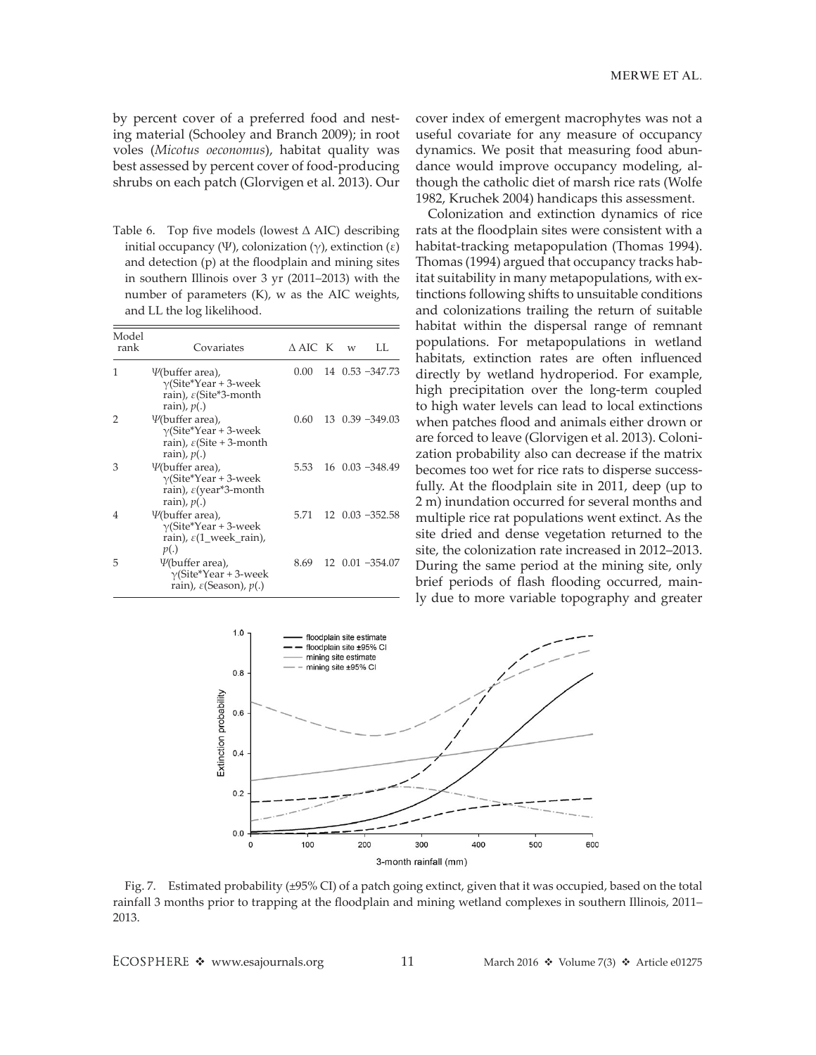by percent cover of a preferred food and nesting material (Schooley and Branch 2009); in root voles (*Micotus oeconomus*), habitat quality was best assessed by percent cover of food-producing shrubs on each patch (Glorvigen et al. 2013). Our cover index of emergent macrophytes was not a useful covariate for any measure of occupancy dynamics. We posit that measuring food abundance would improve occupancy modeling, although the catholic diet of marsh rice rats (Wolfe 1982, Kruchek 2004) handicaps this assessment.

Table 6. Top five models (lowest Δ AIC) describing initial occupancy (Ψ), colonization (γ), extinction (ε) and detection (p) at the floodplain and mining sites in southern Illinois over 3 yr (2011–2013) with the number of parameters (K), w as the AIC weights, and LL the log likelihood.

| Model rank | Covariates | Δ AIC | K | w | LL |
|---|---|---|---|---|---|
| 1 | Ψ(buffer area), γ(Site*Year + 3-week rain), ε(Site*3-month rain), *p*(.) | 0.00 | 14 | 0.53 | −347.73 |
| 2 | Ψ(buffer area), γ(Site*Year + 3-week rain), ε(Site + 3-month rain), *p*(.) | 0.60 | 13 | 0.39 | −349.03 |
| 3 | Ψ(buffer area), γ(Site*Year + 3-week rain), ε(year*3-month rain), *p*(.) | 5.53 | 16 | 0.03 | −348.49 |
| 4 | Ψ(buffer area), γ(Site*Year + 3-week rain), ε(1_week_rain), *p*(.) | 5.71 | 12 | 0.03 | −352.58 |
| 5 | Ψ(buffer area), γ(Site*Year + 3-week rain), ε(Season), *p*(.) | 8.69 | 12 | 0.01 | −354.07 |

Colonization and extinction dynamics of rice rats at the floodplain sites were consistent with a habitat-tracking metapopulation (Thomas 1994). Thomas (1994) argued that occupancy tracks habitat suitability in many metapopulations, with extinctions following shifts to unsuitable conditions and colonizations trailing the return of suitable habitat within the dispersal range of remnant populations. For metapopulations in wetland habitats, extinction rates are often influenced directly by wetland hydroperiod. For example, high precipitation over the long-term coupled to high water levels can lead to local extinctions when patches flood and animals either drown or are forced to leave (Glorvigen et al. 2013). Colonization probability also can decrease if the matrix becomes too wet for rice rats to disperse successfully. At the floodplain site in 2011, deep (up to 2 m) inundation occurred for several months and multiple rice rat populations went extinct. As the site dried and dense vegetation returned to the site, the colonization rate increased in 2012–2013. During the same period at the mining site, only brief periods of flash flooding occurred, mainly due to more variable topography and greater

Fig. 7. Estimated probability (±95% CI) of a patch going extinct, given that it was occupied, based on the total rainfall 3 months prior to trapping at the floodplain and mining wetland complexes in southern Illinois, 2011–2013.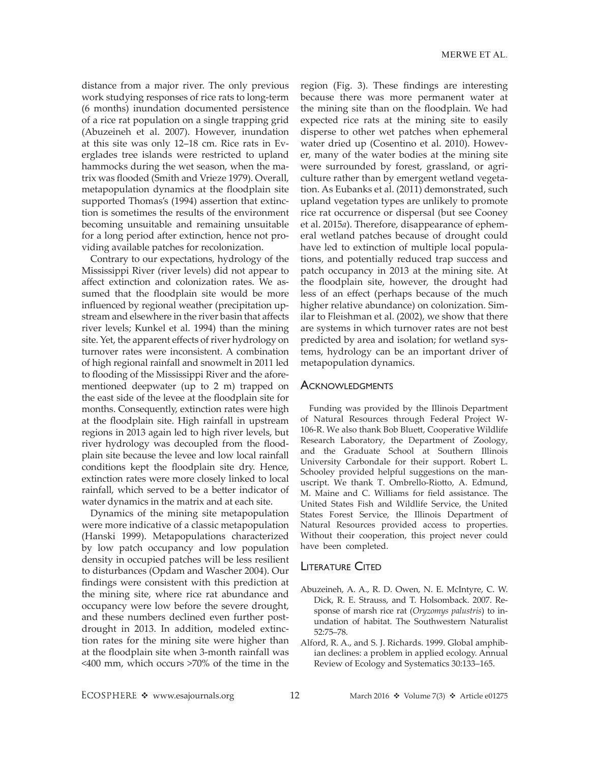distance from a major river. The only previous work studying responses of rice rats to long-term (6 months) inundation documented persistence of a rice rat population on a single trapping grid (Abuzeineh et al. 2007). However, inundation at this site was only 12–18 cm. Rice rats in Everglades tree islands were restricted to upland hammocks during the wet season, when the matrix was flooded (Smith and Vrieze 1979). Overall, metapopulation dynamics at the floodplain site supported Thomas's (1994) assertion that extinction is sometimes the results of the environment becoming unsuitable and remaining unsuitable for a long period after extinction, hence not providing available patches for recolonization.

Contrary to our expectations, hydrology of the Mississippi River (river levels) did not appear to affect extinction and colonization rates. We assumed that the floodplain site would be more influenced by regional weather (precipitation upstream and elsewhere in the river basin that affects river levels; Kunkel et al. 1994) than the mining site. Yet, the apparent effects of river hydrology on turnover rates were inconsistent. A combination of high regional rainfall and snowmelt in 2011 led to flooding of the Mississippi River and the aforementioned deepwater (up to 2 m) trapped on the east side of the levee at the floodplain site for months. Consequently, extinction rates were high at the floodplain site. High rainfall in upstream regions in 2013 again led to high river levels, but river hydrology was decoupled from the floodplain site because the levee and low local rainfall conditions kept the floodplain site dry. Hence, extinction rates were more closely linked to local rainfall, which served to be a better indicator of water dynamics in the matrix and at each site.

Dynamics of the mining site metapopulation were more indicative of a classic metapopulation (Hanski 1999). Metapopulations characterized by low patch occupancy and low population density in occupied patches will be less resilient to disturbances (Opdam and Wascher 2004). Our findings were consistent with this prediction at the mining site, where rice rat abundance and occupancy were low before the severe drought, and these numbers declined even further post-drought in 2013. In addition, modeled extinction rates for the mining site were higher than at the floodplain site when 3-month rainfall was <400 mm, which occurs >70% of the time in the region (Fig. 3). These findings are interesting because there was more permanent water at the mining site than on the floodplain. We had expected rice rats at the mining site to easily disperse to other wet patches when ephemeral water dried up (Cosentino et al. 2010). However, many of the water bodies at the mining site were surrounded by forest, grassland, or agriculture rather than by emergent wetland vegetation. As Eubanks et al. (2011) demonstrated, such upland vegetation types are unlikely to promote rice rat occurrence or dispersal (but see Cooney et al. 2015*a*). Therefore, disappearance of ephemeral wetland patches because of drought could have led to extinction of multiple local populations, and potentially reduced trap success and patch occupancy in 2013 at the mining site. At the floodplain site, however, the drought had less of an effect (perhaps because of the much higher relative abundance) on colonization. Similar to Fleishman et al. (2002), we show that there are systems in which turnover rates are not best predicted by area and isolation; for wetland systems, hydrology can be an important driver of metapopulation dynamics.

## Acknowledgments

Funding was provided by the Illinois Department of Natural Resources through Federal Project W-106-R. We also thank Bob Bluett, Cooperative Wildlife Research Laboratory, the Department of Zoology, and the Graduate School at Southern Illinois University Carbondale for their support. Robert L. Schooley provided helpful suggestions on the manuscript. We thank T. Ombrello-Riotto, A. Edmund, M. Maine and C. Williams for field assistance. The United States Fish and Wildlife Service, the United States Forest Service, the Illinois Department of Natural Resources provided access to properties. Without their cooperation, this project never could have been completed.

## Literature Cited

Abuzeineh, A. A., R. D. Owen, N. E. McIntyre, C. W. Dick, R. E. Strauss, and T. Holsomback. 2007. Response of marsh rice rat (*Oryzomys palustris*) to inundation of habitat. The Southwestern Naturalist 52:75–78.

Alford, R. A., and S. J. Richards. 1999. Global amphibian declines: a problem in applied ecology. Annual Review of Ecology and Systematics 30:133–165.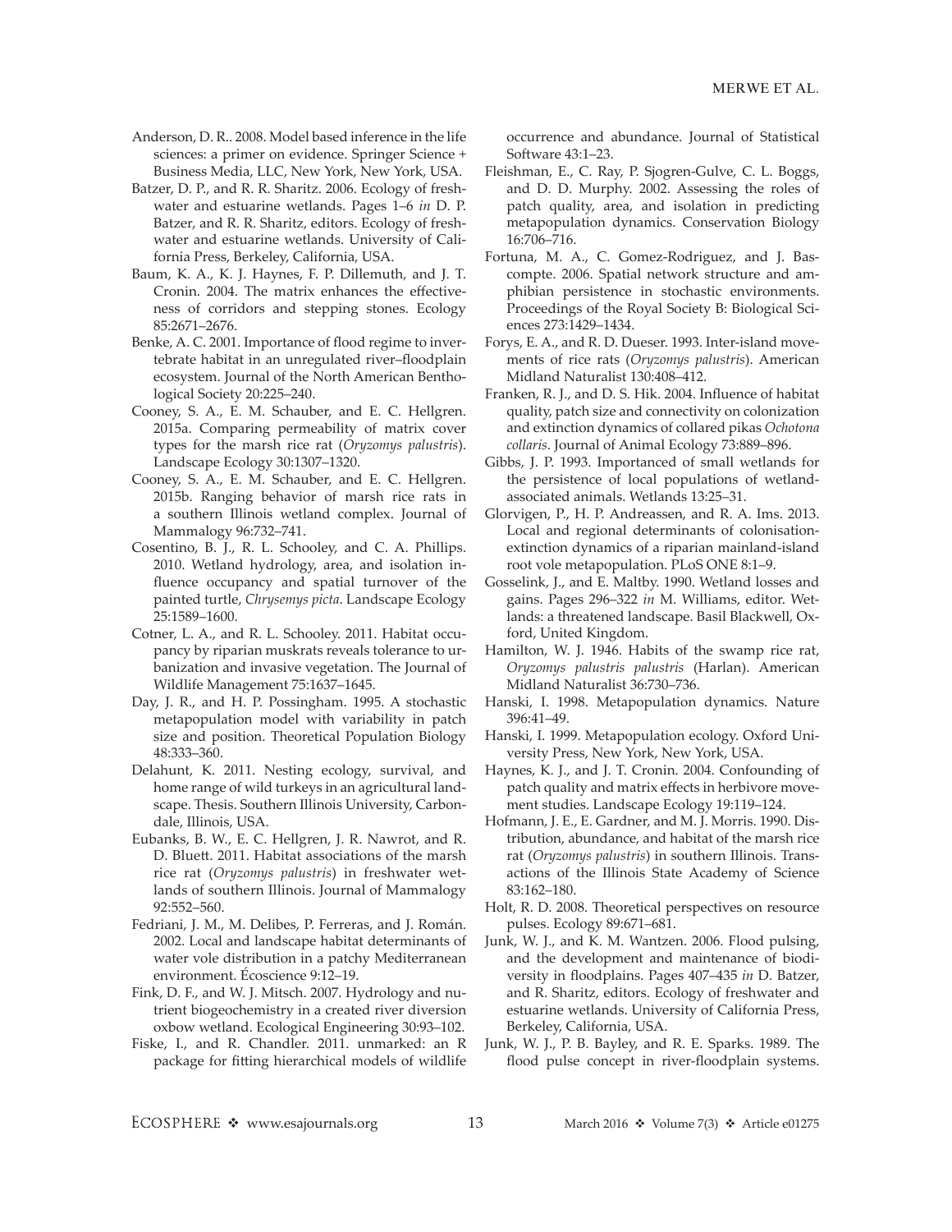Anderson, D. R.. 2008. Model based inference in the life sciences: a primer on evidence. Springer Science + Business Media, LLC, New York, New York, USA.

Batzer, D. P., and R. R. Sharitz. 2006. Ecology of freshwater and estuarine wetlands. Pages 1–6 *in* D. P. Batzer, and R. R. Sharitz, editors. Ecology of freshwater and estuarine wetlands. University of California Press, Berkeley, California, USA.

Baum, K. A., K. J. Haynes, F. P. Dillemuth, and J. T. Cronin. 2004. The matrix enhances the effectiveness of corridors and stepping stones. Ecology 85:2671–2676.

Benke, A. C. 2001. Importance of flood regime to invertebrate habitat in an unregulated river–floodplain ecosystem. Journal of the North American Benthological Society 20:225–240.

Cooney, S. A., E. M. Schauber, and E. C. Hellgren. 2015a. Comparing permeability of matrix cover types for the marsh rice rat (*Oryzomys palustris*). Landscape Ecology 30:1307–1320.

Cooney, S. A., E. M. Schauber, and E. C. Hellgren. 2015b. Ranging behavior of marsh rice rats in a southern Illinois wetland complex. Journal of Mammalogy 96:732–741.

Cosentino, B. J., R. L. Schooley, and C. A. Phillips. 2010. Wetland hydrology, area, and isolation influence occupancy and spatial turnover of the painted turtle, *Chrysemys picta*. Landscape Ecology 25:1589–1600.

Cotner, L. A., and R. L. Schooley. 2011. Habitat occupancy by riparian muskrats reveals tolerance to urbanization and invasive vegetation. The Journal of Wildlife Management 75:1637–1645.

Day, J. R., and H. P. Possingham. 1995. A stochastic metapopulation model with variability in patch size and position. Theoretical Population Biology 48:333–360.

Delahunt, K. 2011. Nesting ecology, survival, and home range of wild turkeys in an agricultural landscape. Thesis. Southern Illinois University, Carbondale, Illinois, USA.

Eubanks, B. W., E. C. Hellgren, J. R. Nawrot, and R. D. Bluett. 2011. Habitat associations of the marsh rice rat (*Oryzomys palustris*) in freshwater wetlands of southern Illinois. Journal of Mammalogy 92:552–560.

Fedriani, J. M., M. Delibes, P. Ferreras, and J. Román. 2002. Local and landscape habitat determinants of water vole distribution in a patchy Mediterranean environment. Écoscience 9:12–19.

Fink, D. F., and W. J. Mitsch. 2007. Hydrology and nutrient biogeochemistry in a created river diversion oxbow wetland. Ecological Engineering 30:93–102.

Fiske, I., and R. Chandler. 2011. unmarked: an R package for fitting hierarchical models of wildlife occurrence and abundance. Journal of Statistical Software 43:1–23.

Fleishman, E., C. Ray, P. Sjogren-Gulve, C. L. Boggs, and D. D. Murphy. 2002. Assessing the roles of patch quality, area, and isolation in predicting metapopulation dynamics. Conservation Biology 16:706–716.

Fortuna, M. A., C. Gomez-Rodriguez, and J. Bascompte. 2006. Spatial network structure and amphibian persistence in stochastic environments. Proceedings of the Royal Society B: Biological Sciences 273:1429–1434.

Forys, E. A., and R. D. Dueser. 1993. Inter-island movements of rice rats (*Oryzomys palustris*). American Midland Naturalist 130:408–412.

Franken, R. J., and D. S. Hik. 2004. Influence of habitat quality, patch size and connectivity on colonization and extinction dynamics of collared pikas *Ochotona collaris*. Journal of Animal Ecology 73:889–896.

Gibbs, J. P. 1993. Importance of small wetlands for the persistence of local populations of wetland-associated animals. Wetlands 13:25–31.

Glorvigen, P., H. P. Andreassen, and R. A. Ims. 2013. Local and regional determinants of colonisation-extinction dynamics of a riparian mainland-island root vole metapopulation. PLoS ONE 8:1–9.

Gosselink, J., and E. Maltby. 1990. Wetland losses and gains. Pages 296–322 *in* M. Williams, editor. Wetlands: a threatened landscape. Basil Blackwell, Oxford, United Kingdom.

Hamilton, W. J. 1946. Habits of the swamp rice rat, *Oryzomys palustris palustris* (Harlan). American Midland Naturalist 36:730–736.

Hanski, I. 1998. Metapopulation dynamics. Nature 396:41–49.

Hanski, I. 1999. Metapopulation ecology. Oxford University Press, New York, New York, USA.

Haynes, K. J., and J. T. Cronin. 2004. Confounding of patch quality and matrix effects in herbivore movement studies. Landscape Ecology 19:119–124.

Hofmann, J. E., E. Gardner, and M. J. Morris. 1990. Distribution, abundance, and habitat of the marsh rice rat (*Oryzomys palustris*) in southern Illinois. Transactions of the Illinois State Academy of Science 83:162–180.

Holt, R. D. 2008. Theoretical perspectives on resource pulses. Ecology 89:671–681.

Junk, W. J., and K. M. Wantzen. 2006. Flood pulsing, and the development and maintenance of biodiversity in floodplains. Pages 407–435 *in* D. Batzer, and R. Sharitz, editors. Ecology of freshwater and estuarine wetlands. University of California Press, Berkeley, California, USA.

Junk, W. J., P. B. Bayley, and R. E. Sparks. 1989. The flood pulse concept in river-floodplain systems.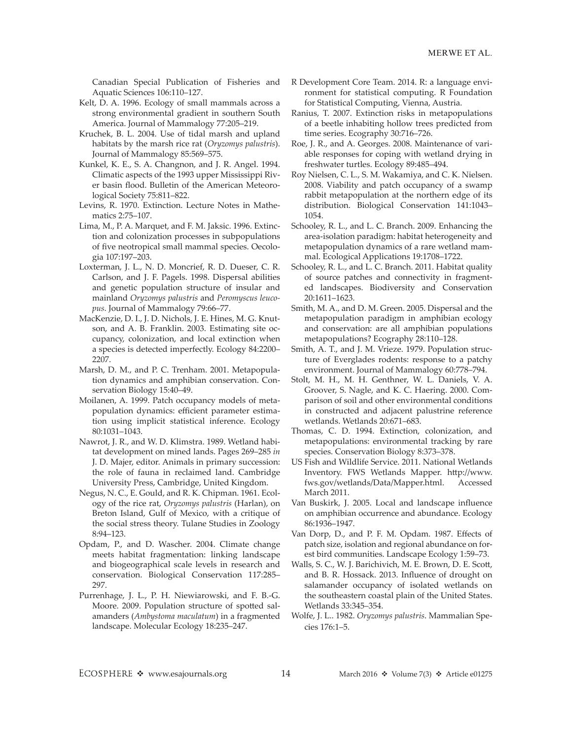Canadian Special Publication of Fisheries and Aquatic Sciences 106:110–127.

Kelt, D. A. 1996. Ecology of small mammals across a strong environmental gradient in southern South America. Journal of Mammalogy 77:205–219.

Kruchek, B. L. 2004. Use of tidal marsh and upland habitats by the marsh rice rat (*Oryzomys palustris*). Journal of Mammalogy 85:569–575.

Kunkel, K. E., S. A. Changnon, and J. R. Angel. 1994. Climatic aspects of the 1993 upper Mississippi River basin flood. Bulletin of the American Meteorological Society 75:811–822.

Levins, R. 1970. Extinction. Lecture Notes in Mathematics 2:75–107.

Lima, M., P. A. Marquet, and F. M. Jaksic. 1996. Extinction and colonization processes in subpopulations of five neotropical small mammal species. Oecologia 107:197–203.

Loxterman, J. L., N. D. Moncrief, R. D. Dueser, C. R. Carlson, and J. F. Pagels. 1998. Dispersal abilities and genetic population structure of insular and mainland *Oryzomys palustris* and *Peromyscus leucopus*. Journal of Mammalogy 79:66–77.

MacKenzie, D. I., J. D. Nichols, J. E. Hines, M. G. Knutson, and A. B. Franklin. 2003. Estimating site occupancy, colonization, and local extinction when a species is detected imperfectly. Ecology 84:2200–2207.

Marsh, D. M., and P. C. Trenham. 2001. Metapopulation dynamics and amphibian conservation. Conservation Biology 15:40–49.

Moilanen, A. 1999. Patch occupancy models of metapopulation dynamics: efficient parameter estimation using implicit statistical inference. Ecology 80:1031–1043.

Nawrot, J. R., and W. D. Klimstra. 1989. Wetland habitat development on mined lands. Pages 269–285 *in* J. D. Majer, editor. Animals in primary succession: the role of fauna in reclaimed land. Cambridge University Press, Cambridge, United Kingdom.

Negus, N. C., E. Gould, and R. K. Chipman. 1961. Ecology of the rice rat, *Oryzomys palustris* (Harlan), on Breton Island, Gulf of Mexico, with a critique of the social stress theory. Tulane Studies in Zoology 8:94–123.

Opdam, P., and D. Wascher. 2004. Climate change meets habitat fragmentation: linking landscape and biogeographical scale levels in research and conservation. Biological Conservation 117:285–297.

Purrenhage, J. L., P. H. Niewiarowski, and F. B.-G. Moore. 2009. Population structure of spotted salamanders (*Ambystoma maculatum*) in a fragmented landscape. Molecular Ecology 18:235–247.

R Development Core Team. 2014. R: a language environment for statistical computing. R Foundation for Statistical Computing, Vienna, Austria.

Ranius, T. 2007. Extinction risks in metapopulations of a beetle inhabiting hollow trees predicted from time series. Ecography 30:716–726.

Roe, J. R., and A. Georges. 2008. Maintenance of variable responses for coping with wetland drying in freshwater turtles. Ecology 89:485–494.

Roy Nielsen, C. L., S. M. Wakamiya, and C. K. Nielsen. 2008. Viability and patch occupancy of a swamp rabbit metapopulation at the northern edge of its distribution. Biological Conservation 141:1043–1054.

Schooley, R. L., and L. C. Branch. 2009. Enhancing the area-isolation paradigm: habitat heterogeneity and metapopulation dynamics of a rare wetland mammal. Ecological Applications 19:1708–1722.

Schooley, R. L., and L. C. Branch. 2011. Habitat quality of source patches and connectivity in fragmented landscapes. Biodiversity and Conservation 20:1611–1623.

Smith, M. A., and D. M. Green. 2005. Dispersal and the metapopulation paradigm in amphibian ecology and conservation: are all amphibian populations metapopulations? Ecography 28:110–128.

Smith, A. T., and J. M. Vrieze. 1979. Population structure of Everglades rodents: response to a patchy environment. Journal of Mammalogy 60:778–794.

Stolt, M. H., M. H. Genthner, W. L. Daniels, V. A. Groover, S. Nagle, and K. C. Haering. 2000. Comparison of soil and other environmental conditions in constructed and adjacent palustrine reference wetlands. Wetlands 20:671–683.

Thomas, C. D. 1994. Extinction, colonization, and metapopulations: environmental tracking by rare species. Conservation Biology 8:373–378.

US Fish and Wildlife Service. 2011. National Wetlands Inventory. FWS Wetlands Mapper. http://www.fws.gov/wetlands/Data/Mapper.html. Accessed March 2011.

Van Buskirk, J. 2005. Local and landscape influence on amphibian occurrence and abundance. Ecology 86:1936–1947.

Van Dorp, D., and P. F. M. Opdam. 1987. Effects of patch size, isolation and regional abundance on forest bird communities. Landscape Ecology 1:59–73.

Walls, S. C., W. J. Barichivich, M. E. Brown, D. E. Scott, and B. R. Hossack. 2013. Influence of drought on salamander occupancy of isolated wetlands on the southeastern coastal plain of the United States. Wetlands 33:345–354.

Wolfe, J. L.. 1982. *Oryzomys palustris*. Mammalian Species 176:1–5.